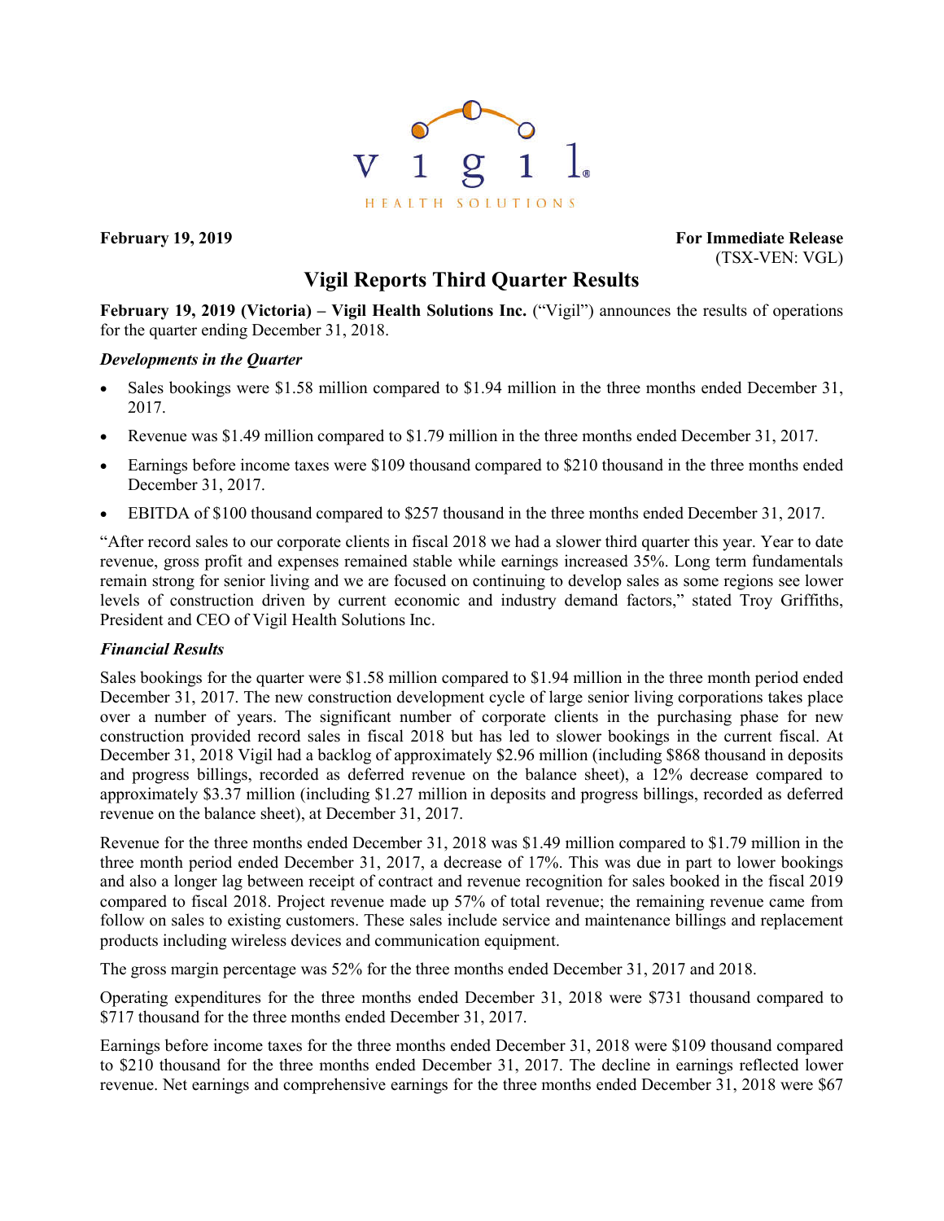vigil®

HEALTH SOLUTIONS

**February 19, 2019** **For Immediate Release**

(TSX-VEN: VGL)

# Vigil Reports Third Quarter Results

**February 19, 2019 (Victoria) – Vigil Health Solutions Inc.** ("Vigil") announces the results of operations for the quarter ending December 31, 2018.

### *Developments in the Quarter*

- Sales bookings were $1.58 million compared to $1.94 million in the three months ended December 31, 2017.
- Revenue was $1.49 million compared to $1.79 million in the three months ended December 31, 2017.
- Earnings before income taxes were $109 thousand compared to $210 thousand in the three months ended December 31, 2017.
- EBITDA of $100 thousand compared to $257 thousand in the three months ended December 31, 2017.

"After record sales to our corporate clients in fiscal 2018 we had a slower third quarter this year. Year to date revenue, gross profit and expenses remained stable while earnings increased 35%. Long term fundamentals remain strong for senior living and we are focused on continuing to develop sales as some regions see lower levels of construction driven by current economic and industry demand factors," stated Troy Griffiths, President and CEO of Vigil Health Solutions Inc.

### *Financial Results*

Sales bookings for the quarter were $1.58 million compared to $1.94 million in the three month period ended December 31, 2017. The new construction development cycle of large senior living corporations takes place over a number of years. The significant number of corporate clients in the purchasing phase for new construction provided record sales in fiscal 2018 but has led to slower bookings in the current fiscal. At December 31, 2018 Vigil had a backlog of approximately $2.96 million (including $868 thousand in deposits and progress billings, recorded as deferred revenue on the balance sheet), a 12% decrease compared to approximately $3.37 million (including $1.27 million in deposits and progress billings, recorded as deferred revenue on the balance sheet), at December 31, 2017.

Revenue for the three months ended December 31, 2018 was $1.49 million compared to $1.79 million in the three month period ended December 31, 2017, a decrease of 17%. This was due in part to lower bookings and also a longer lag between receipt of contract and revenue recognition for sales booked in the fiscal 2019 compared to fiscal 2018. Project revenue made up 57% of total revenue; the remaining revenue came from follow on sales to existing customers. These sales include service and maintenance billings and replacement products including wireless devices and communication equipment.

The gross margin percentage was 52% for the three months ended December 31, 2017 and 2018.

Operating expenditures for the three months ended December 31, 2018 were $731 thousand compared to $717 thousand for the three months ended December 31, 2017.

Earnings before income taxes for the three months ended December 31, 2018 were $109 thousand compared to $210 thousand for the three months ended December 31, 2017. The decline in earnings reflected lower revenue. Net earnings and comprehensive earnings for the three months ended December 31, 2018 were $67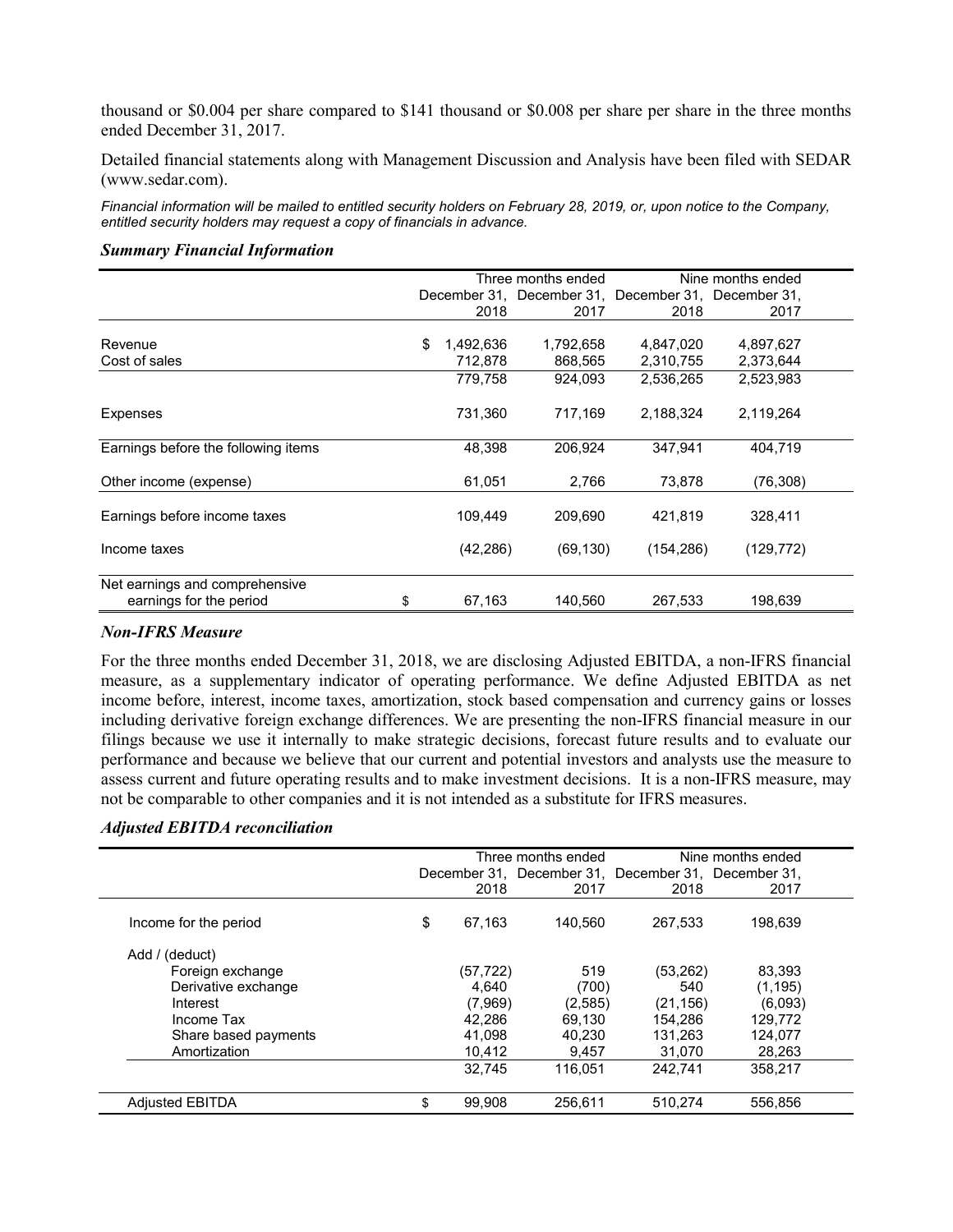thousand or $0.004 per share compared to $141 thousand or $0.008 per share per share in the three months ended December 31, 2017.

Detailed financial statements along with Management Discussion and Analysis have been filed with SEDAR (www.sedar.com).

*Financial information will be mailed to entitled security holders on February 28, 2019, or, upon notice to the Company, entitled security holders may request a copy of financials in advance.*

### *Summary Financial Information*

| | Three months ended | | Nine months ended | |
|---|---|---|---|---|
| | December 31, 2018 | December 31, 2017 | December 31, 2018 | December 31, 2017 |
| Revenue | $ 1,492,636 | 1,792,658 | 4,847,020 | 4,897,627 |
| Cost of sales | 712,878 | 868,565 | 2,310,755 | 2,373,644 |
| | 779,758 | 924,093 | 2,536,265 | 2,523,983 |
| Expenses | 731,360 | 717,169 | 2,188,324 | 2,119,264 |
| Earnings before the following items | 48,398 | 206,924 | 347,941 | 404,719 |
| Other income (expense) | 61,051 | 2,766 | 73,878 | (76,308) |
| Earnings before income taxes | 109,449 | 209,690 | 421,819 | 328,411 |
| Income taxes | (42,286) | (69,130) | (154,286) | (129,772) |
| Net earnings and comprehensive earnings for the period | $ 67,163 | 140,560 | 267,533 | 198,639 |

### *Non-IFRS Measure*

For the three months ended December 31, 2018, we are disclosing Adjusted EBITDA, a non-IFRS financial measure, as a supplementary indicator of operating performance. We define Adjusted EBITDA as net income before, interest, income taxes, amortization, stock based compensation and currency gains or losses including derivative foreign exchange differences. We are presenting the non-IFRS financial measure in our filings because we use it internally to make strategic decisions, forecast future results and to evaluate our performance and because we believe that our current and potential investors and analysts use the measure to assess current and future operating results and to make investment decisions. It is a non-IFRS measure, may not be comparable to other companies and it is not intended as a substitute for IFRS measures.

### *Adjusted EBITDA reconciliation*

| | Three months ended | | Nine months ended | |
|---|---|---|---|---|
| | December 31, 2018 | December 31, 2017 | December 31, 2018 | December 31, 2017 |
| Income for the period | $ 67,163 | 140,560 | 267,533 | 198,639 |
| Add / (deduct) | | | | |
| Foreign exchange | (57,722) | 519 | (53,262) | 83,393 |
| Derivative exchange | 4,640 | (700) | 540 | (1,195) |
| Interest | (7,969) | (2,585) | (21,156) | (6,093) |
| Income Tax | 42,286 | 69,130 | 154,286 | 129,772 |
| Share based payments | 41,098 | 40,230 | 131,263 | 124,077 |
| Amortization | 10,412 | 9,457 | 31,070 | 28,263 |
| | 32,745 | 116,051 | 242,741 | 358,217 |
| Adjusted EBITDA | $ 99,908 | 256,611 | 510,274 | 556,856 |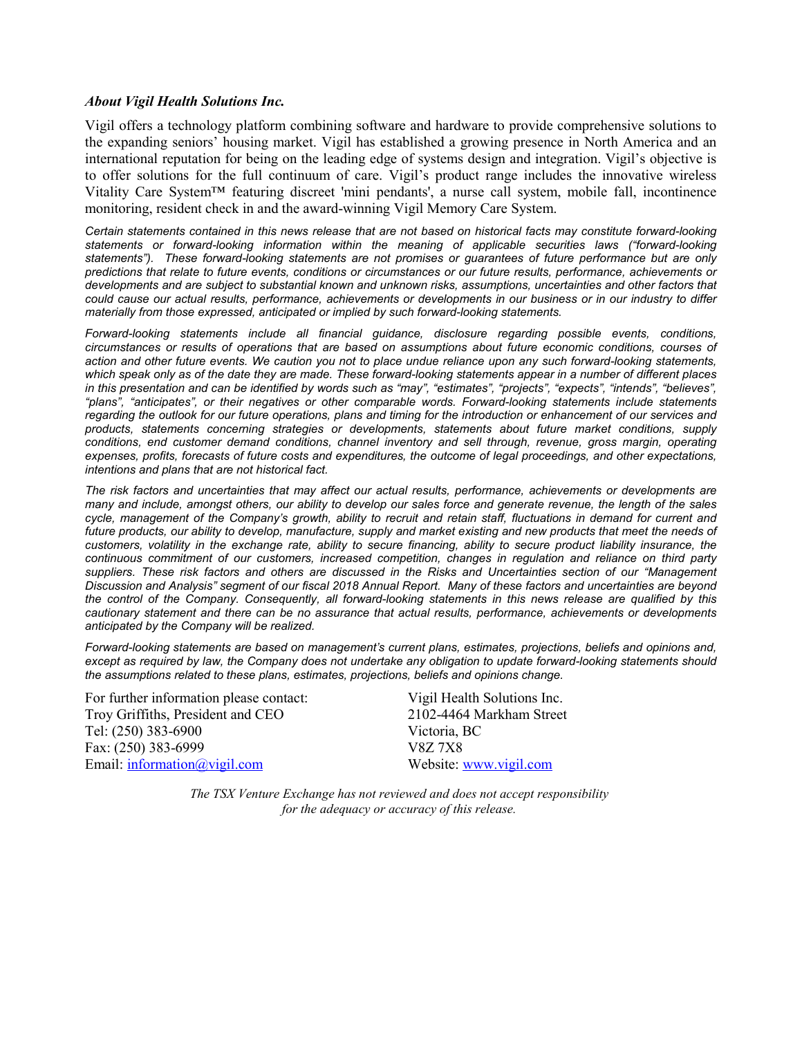***About Vigil Health Solutions Inc.***

Vigil offers a technology platform combining software and hardware to provide comprehensive solutions to the expanding seniors' housing market. Vigil has established a growing presence in North America and an international reputation for being on the leading edge of systems design and integration. Vigil's objective is to offer solutions for the full continuum of care. Vigil's product range includes the innovative wireless Vitality Care System™ featuring discreet 'mini pendants', a nurse call system, mobile fall, incontinence monitoring, resident check in and the award-winning Vigil Memory Care System.

*Certain statements contained in this news release that are not based on historical facts may constitute forward-looking statements or forward-looking information within the meaning of applicable securities laws ("forward-looking statements"). These forward-looking statements are not promises or guarantees of future performance but are only predictions that relate to future events, conditions or circumstances or our future results, performance, achievements or developments and are subject to substantial known and unknown risks, assumptions, uncertainties and other factors that could cause our actual results, performance, achievements or developments in our business or in our industry to differ materially from those expressed, anticipated or implied by such forward-looking statements.*

*Forward-looking statements include all financial guidance, disclosure regarding possible events, conditions, circumstances or results of operations that are based on assumptions about future economic conditions, courses of action and other future events. We caution you not to place undue reliance upon any such forward-looking statements, which speak only as of the date they are made. These forward-looking statements appear in a number of different places in this presentation and can be identified by words such as "may", "estimates", "projects", "expects", "intends", "believes", "plans", "anticipates", or their negatives or other comparable words. Forward-looking statements include statements regarding the outlook for our future operations, plans and timing for the introduction or enhancement of our services and products, statements concerning strategies or developments, statements about future market conditions, supply conditions, end customer demand conditions, channel inventory and sell through, revenue, gross margin, operating expenses, profits, forecasts of future costs and expenditures, the outcome of legal proceedings, and other expectations, intentions and plans that are not historical fact.*

*The risk factors and uncertainties that may affect our actual results, performance, achievements or developments are many and include, amongst others, our ability to develop our sales force and generate revenue, the length of the sales cycle, management of the Company's growth, ability to recruit and retain staff, fluctuations in demand for current and future products, our ability to develop, manufacture, supply and market existing and new products that meet the needs of customers, volatility in the exchange rate, ability to secure financing, ability to secure product liability insurance, the continuous commitment of our customers, increased competition, changes in regulation and reliance on third party suppliers. These risk factors and others are discussed in the Risks and Uncertainties section of our "Management Discussion and Analysis" segment of our fiscal 2018 Annual Report. Many of these factors and uncertainties are beyond the control of the Company. Consequently, all forward-looking statements in this news release are qualified by this cautionary statement and there can be no assurance that actual results, performance, achievements or developments anticipated by the Company will be realized.*

*Forward-looking statements are based on management's current plans, estimates, projections, beliefs and opinions and, except as required by law, the Company does not undertake any obligation to update forward-looking statements should the assumptions related to these plans, estimates, projections, beliefs and opinions change.*

For further information please contact:
Troy Griffiths, President and CEO
Tel: (250) 383-6900
Fax: (250) 383-6999
Email: information@vigil.com

Vigil Health Solutions Inc.
2102-4464 Markham Street
Victoria, BC
V8Z 7X8
Website: www.vigil.com

*The TSX Venture Exchange has not reviewed and does not accept responsibility for the adequacy or accuracy of this release.*